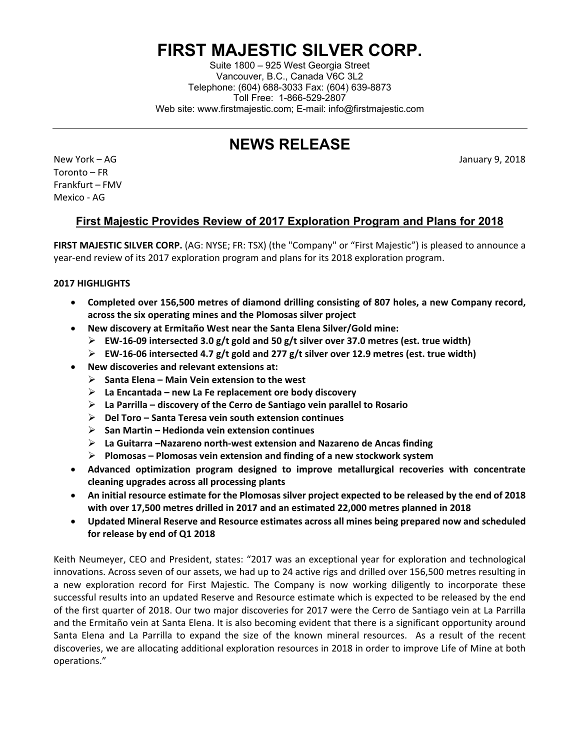# FIRST MAJESTIC SILVER CORP.

Suite 1800 – 925 West Georgia Street
Vancouver, B.C., Canada V6C 3L2
Telephone: (604) 688-3033 Fax: (604) 639-8873
Toll Free: 1-866-529-2807
Web site: www.firstmajestic.com; E-mail: info@firstmajestic.com

---

## NEWS RELEASE

New York – AG
Toronto – FR
Frankfurt – FMV
Mexico - AG

January 9, 2018

### First Majestic Provides Review of 2017 Exploration Program and Plans for 2018

**FIRST MAJESTIC SILVER CORP.** (AG: NYSE; FR: TSX) (the "Company" or "First Majestic") is pleased to announce a year-end review of its 2017 exploration program and plans for its 2018 exploration program.

**2017 HIGHLIGHTS**

- **Completed over 156,500 metres of diamond drilling consisting of 807 holes, a new Company record, across the six operating mines and the Plomosas silver project**
- **New discovery at Ermitaño West near the Santa Elena Silver/Gold mine:**
  - **EW-16-09 intersected 3.0 g/t gold and 50 g/t silver over 37.0 metres (est. true width)**
  - **EW-16-06 intersected 4.7 g/t gold and 277 g/t silver over 12.9 metres (est. true width)**
- **New discoveries and relevant extensions at:**
  - **Santa Elena – Main Vein extension to the west**
  - **La Encantada – new La Fe replacement ore body discovery**
  - **La Parrilla – discovery of the Cerro de Santiago vein parallel to Rosario**
  - **Del Toro – Santa Teresa vein south extension continues**
  - **San Martin – Hedionda vein extension continues**
  - **La Guitarra –Nazareno north-west extension and Nazareno de Ancas finding**
  - **Plomosas – Plomosas vein extension and finding of a new stockwork system**
- **Advanced optimization program designed to improve metallurgical recoveries with concentrate cleaning upgrades across all processing plants**
- **An initial resource estimate for the Plomosas silver project expected to be released by the end of 2018 with over 17,500 metres drilled in 2017 and an estimated 22,000 metres planned in 2018**
- **Updated Mineral Reserve and Resource estimates across all mines being prepared now and scheduled for release by end of Q1 2018**

Keith Neumeyer, CEO and President, states: "2017 was an exceptional year for exploration and technological innovations. Across seven of our assets, we had up to 24 active rigs and drilled over 156,500 metres resulting in a new exploration record for First Majestic. The Company is now working diligently to incorporate these successful results into an updated Reserve and Resource estimate which is expected to be released by the end of the first quarter of 2018. Our two major discoveries for 2017 were the Cerro de Santiago vein at La Parrilla and the Ermitaño vein at Santa Elena. It is also becoming evident that there is a significant opportunity around Santa Elena and La Parrilla to expand the size of the known mineral resources. As a result of the recent discoveries, we are allocating additional exploration resources in 2018 in order to improve Life of Mine at both operations."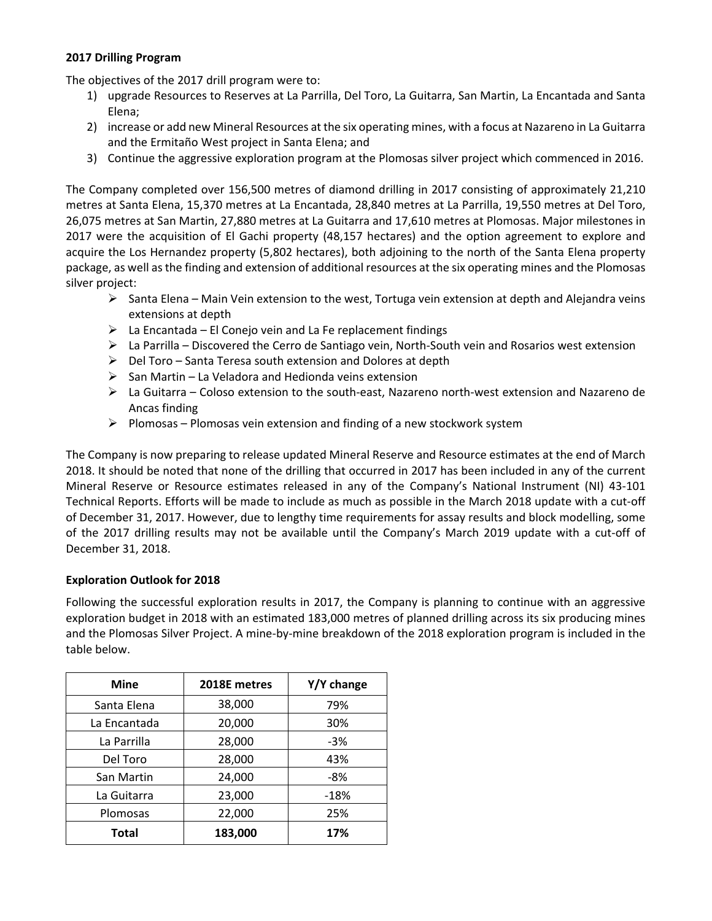**2017 Drilling Program**

The objectives of the 2017 drill program were to:

1) upgrade Resources to Reserves at La Parrilla, Del Toro, La Guitarra, San Martin, La Encantada and Santa Elena;
2) increase or add new Mineral Resources at the six operating mines, with a focus at Nazareno in La Guitarra and the Ermitaño West project in Santa Elena; and
3) Continue the aggressive exploration program at the Plomosas silver project which commenced in 2016.

The Company completed over 156,500 metres of diamond drilling in 2017 consisting of approximately 21,210 metres at Santa Elena, 15,370 metres at La Encantada, 28,840 metres at La Parrilla, 19,550 metres at Del Toro, 26,075 metres at San Martin, 27,880 metres at La Guitarra and 17,610 metres at Plomosas. Major milestones in 2017 were the acquisition of El Gachi property (48,157 hectares) and the option agreement to explore and acquire the Los Hernandez property (5,802 hectares), both adjoining to the north of the Santa Elena property package, as well as the finding and extension of additional resources at the six operating mines and the Plomosas silver project:

- Santa Elena – Main Vein extension to the west, Tortuga vein extension at depth and Alejandra veins extensions at depth
- La Encantada – El Conejo vein and La Fe replacement findings
- La Parrilla – Discovered the Cerro de Santiago vein, North-South vein and Rosarios west extension
- Del Toro – Santa Teresa south extension and Dolores at depth
- San Martin – La Veladora and Hedionda veins extension
- La Guitarra – Coloso extension to the south-east, Nazareno north-west extension and Nazareno de Ancas finding
- Plomosas – Plomosas vein extension and finding of a new stockwork system

The Company is now preparing to release updated Mineral Reserve and Resource estimates at the end of March 2018. It should be noted that none of the drilling that occurred in 2017 has been included in any of the current Mineral Reserve or Resource estimates released in any of the Company's National Instrument (NI) 43-101 Technical Reports. Efforts will be made to include as much as possible in the March 2018 update with a cut-off of December 31, 2017. However, due to lengthy time requirements for assay results and block modelling, some of the 2017 drilling results may not be available until the Company's March 2019 update with a cut-off of December 31, 2018.

**Exploration Outlook for 2018**

Following the successful exploration results in 2017, the Company is planning to continue with an aggressive exploration budget in 2018 with an estimated 183,000 metres of planned drilling across its six producing mines and the Plomosas Silver Project. A mine-by-mine breakdown of the 2018 exploration program is included in the table below.

| Mine | 2018E metres | Y/Y change |
|---|---|---|
| Santa Elena | 38,000 | 79% |
| La Encantada | 20,000 | 30% |
| La Parrilla | 28,000 | -3% |
| Del Toro | 28,000 | 43% |
| San Martin | 24,000 | -8% |
| La Guitarra | 23,000 | -18% |
| Plomosas | 22,000 | 25% |
| **Total** | **183,000** | **17%** |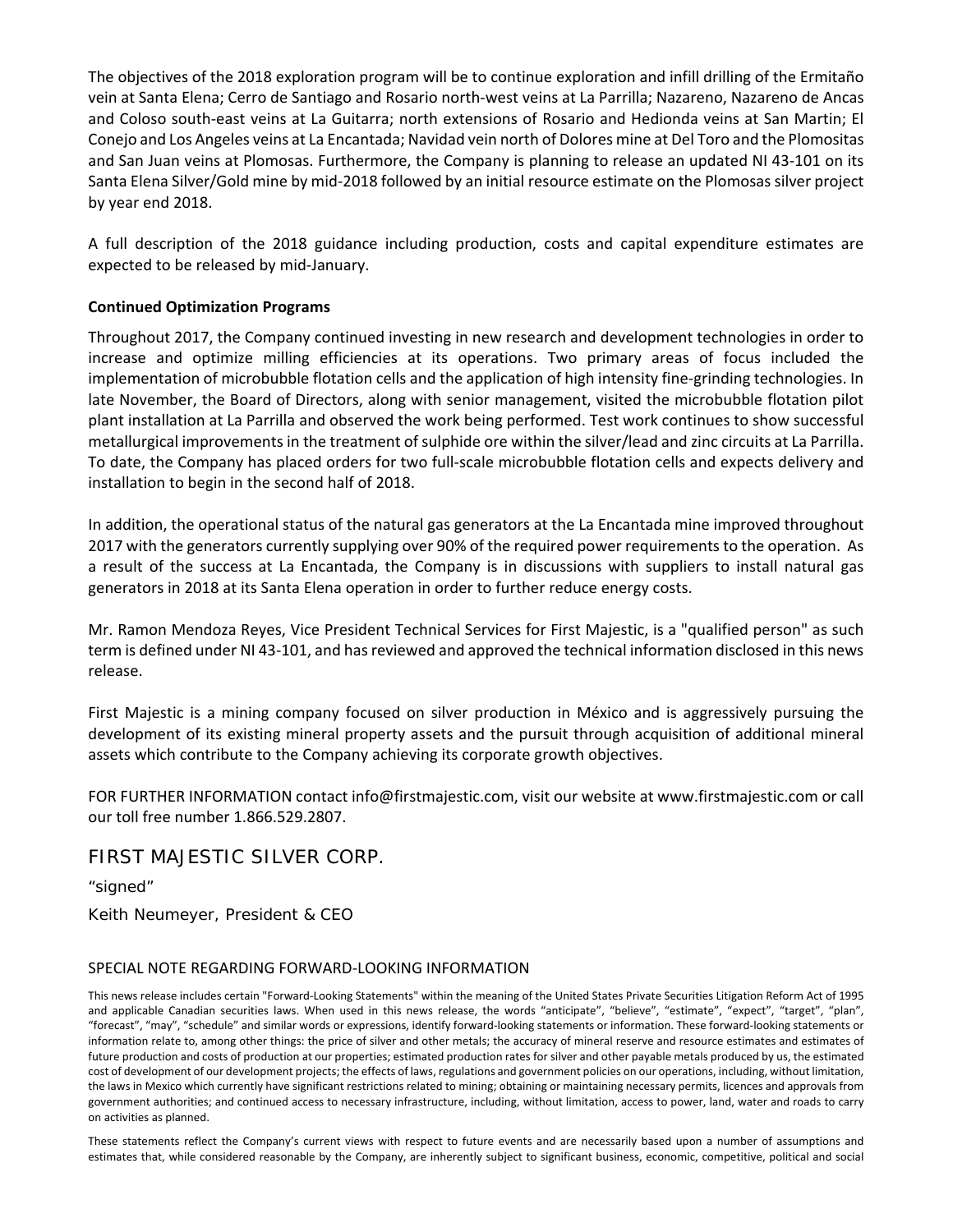The objectives of the 2018 exploration program will be to continue exploration and infill drilling of the Ermitaño vein at Santa Elena; Cerro de Santiago and Rosario north-west veins at La Parrilla; Nazareno, Nazareno de Ancas and Coloso south-east veins at La Guitarra; north extensions of Rosario and Hedionda veins at San Martin; El Conejo and Los Angeles veins at La Encantada; Navidad vein north of Dolores mine at Del Toro and the Plomositas and San Juan veins at Plomosas. Furthermore, the Company is planning to release an updated NI 43-101 on its Santa Elena Silver/Gold mine by mid-2018 followed by an initial resource estimate on the Plomosas silver project by year end 2018.

A full description of the 2018 guidance including production, costs and capital expenditure estimates are expected to be released by mid-January.

**Continued Optimization Programs**

Throughout 2017, the Company continued investing in new research and development technologies in order to increase and optimize milling efficiencies at its operations. Two primary areas of focus included the implementation of microbubble flotation cells and the application of high intensity fine-grinding technologies. In late November, the Board of Directors, along with senior management, visited the microbubble flotation pilot plant installation at La Parrilla and observed the work being performed. Test work continues to show successful metallurgical improvements in the treatment of sulphide ore within the silver/lead and zinc circuits at La Parrilla. To date, the Company has placed orders for two full-scale microbubble flotation cells and expects delivery and installation to begin in the second half of 2018.

In addition, the operational status of the natural gas generators at the La Encantada mine improved throughout 2017 with the generators currently supplying over 90% of the required power requirements to the operation. As a result of the success at La Encantada, the Company is in discussions with suppliers to install natural gas generators in 2018 at its Santa Elena operation in order to further reduce energy costs.

Mr. Ramon Mendoza Reyes, Vice President Technical Services for First Majestic, is a "qualified person" as such term is defined under NI 43-101, and has reviewed and approved the technical information disclosed in this news release.

First Majestic is a mining company focused on silver production in México and is aggressively pursuing the development of its existing mineral property assets and the pursuit through acquisition of additional mineral assets which contribute to the Company achieving its corporate growth objectives.

FOR FURTHER INFORMATION contact info@firstmajestic.com, visit our website at www.firstmajestic.com or call our toll free number 1.866.529.2807.

FIRST MAJESTIC SILVER CORP.

"signed"

Keith Neumeyer, President & CEO

SPECIAL NOTE REGARDING FORWARD-LOOKING INFORMATION

This news release includes certain "Forward-Looking Statements" within the meaning of the United States Private Securities Litigation Reform Act of 1995 and applicable Canadian securities laws. When used in this news release, the words "anticipate", "believe", "estimate", "expect", "target", "plan", "forecast", "may", "schedule" and similar words or expressions, identify forward-looking statements or information. These forward-looking statements or information relate to, among other things: the price of silver and other metals; the accuracy of mineral reserve and resource estimates and estimates of future production and costs of production at our properties; estimated production rates for silver and other payable metals produced by us, the estimated cost of development of our development projects; the effects of laws, regulations and government policies on our operations, including, without limitation, the laws in Mexico which currently have significant restrictions related to mining; obtaining or maintaining necessary permits, licences and approvals from government authorities; and continued access to necessary infrastructure, including, without limitation, access to power, land, water and roads to carry on activities as planned.

These statements reflect the Company's current views with respect to future events and are necessarily based upon a number of assumptions and estimates that, while considered reasonable by the Company, are inherently subject to significant business, economic, competitive, political and social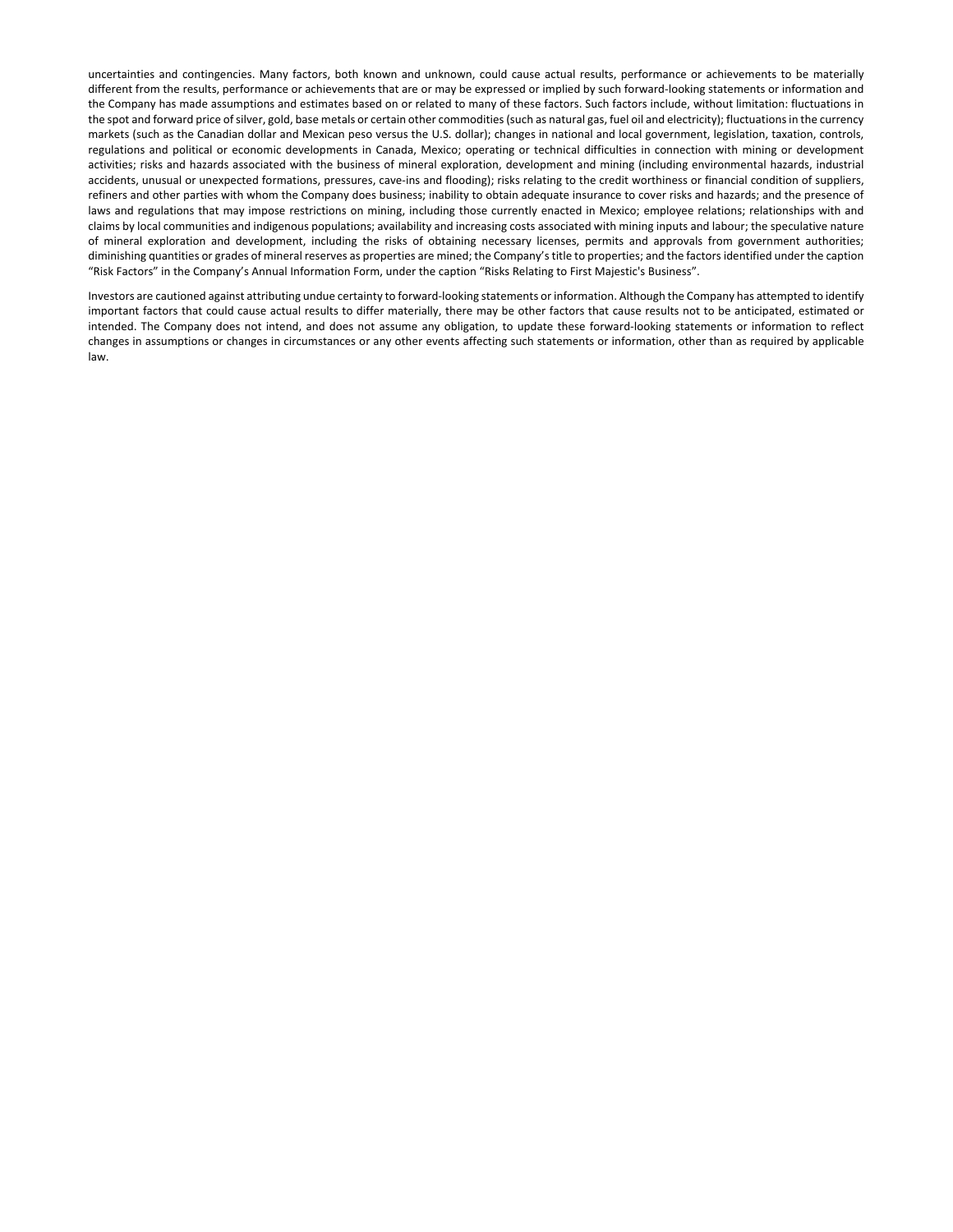uncertainties and contingencies. Many factors, both known and unknown, could cause actual results, performance or achievements to be materially different from the results, performance or achievements that are or may be expressed or implied by such forward-looking statements or information and the Company has made assumptions and estimates based on or related to many of these factors. Such factors include, without limitation: fluctuations in the spot and forward price of silver, gold, base metals or certain other commodities (such as natural gas, fuel oil and electricity); fluctuations in the currency markets (such as the Canadian dollar and Mexican peso versus the U.S. dollar); changes in national and local government, legislation, taxation, controls, regulations and political or economic developments in Canada, Mexico; operating or technical difficulties in connection with mining or development activities; risks and hazards associated with the business of mineral exploration, development and mining (including environmental hazards, industrial accidents, unusual or unexpected formations, pressures, cave-ins and flooding); risks relating to the credit worthiness or financial condition of suppliers, refiners and other parties with whom the Company does business; inability to obtain adequate insurance to cover risks and hazards; and the presence of laws and regulations that may impose restrictions on mining, including those currently enacted in Mexico; employee relations; relationships with and claims by local communities and indigenous populations; availability and increasing costs associated with mining inputs and labour; the speculative nature of mineral exploration and development, including the risks of obtaining necessary licenses, permits and approvals from government authorities; diminishing quantities or grades of mineral reserves as properties are mined; the Company's title to properties; and the factors identified under the caption "Risk Factors" in the Company's Annual Information Form, under the caption "Risks Relating to First Majestic's Business".

Investors are cautioned against attributing undue certainty to forward-looking statements or information. Although the Company has attempted to identify important factors that could cause actual results to differ materially, there may be other factors that cause results not to be anticipated, estimated or intended. The Company does not intend, and does not assume any obligation, to update these forward-looking statements or information to reflect changes in assumptions or changes in circumstances or any other events affecting such statements or information, other than as required by applicable law.